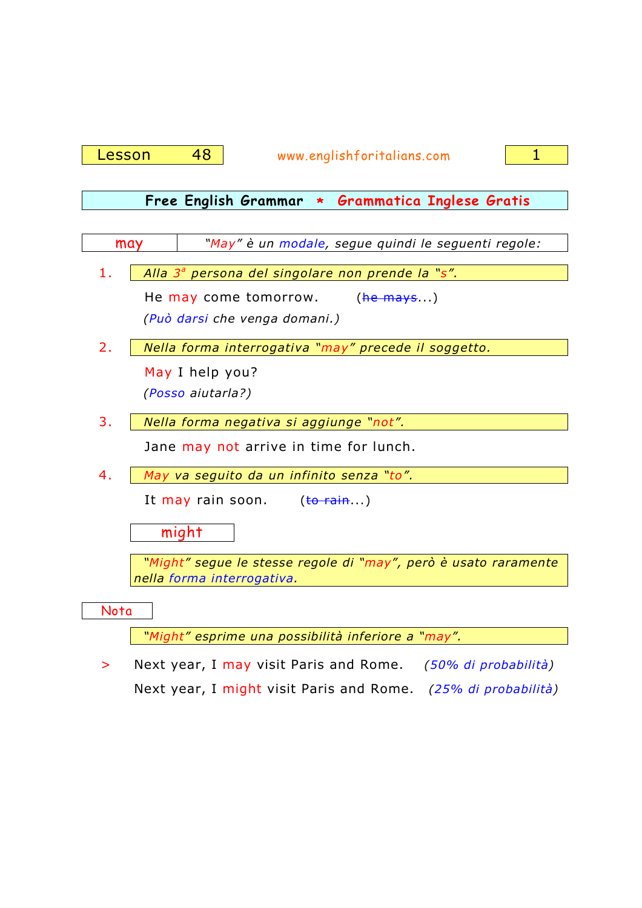## Free English Grammar * Grammatica Inglese Gratis

### may

*"May" è un modale, segue quindi le seguenti regole:*

1. *Alla 3ª persona del singolare non prende la "s".*

   He may come tomorrow. (~~he mays~~...)

   *(Può darsi che venga domani.)*

2. *Nella forma interrogativa "may" precede il soggetto.*

   May I help you?

   *(Posso aiutarla?)*

3. *Nella forma negativa si aggiunge "not".*

   Jane may not arrive in time for lunch.

4. *May va seguito da un infinito senza "to".*

   It may rain soon. (~~to rain~~...)

### might

*"Might" segue le stesse regole di "may", però è usato raramente nella forma interrogativa.*

**Nota**

*"Might" esprime una possibilità inferiore a "may".*

> Next year, I may visit Paris and Rome. *(50% di probabilità)*
>
> Next year, I might visit Paris and Rome. *(25% di probabilità)*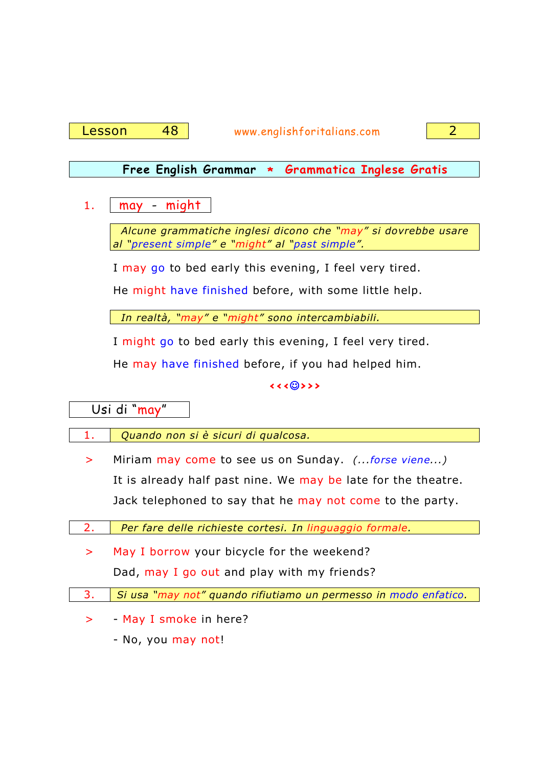## Free English Grammar * Grammatica Inglese Gratis

### 1. may - might

*Alcune grammatiche inglesi dicono che "may" si dovrebbe usare al "present simple" e "might" al "past simple".*

I may go to bed early this evening, I feel very tired.

He might have finished before, with some little help.

*In realtà, "may" e "might" sono intercambiabili.*

I might go to bed early this evening, I feel very tired.

He may have finished before, if you had helped him.

<<<☺>>>

### Usi di "may"

**1.** *Quando non si è sicuri di qualcosa.*

> Miriam may come to see us on Sunday. *(...forse viene...)*

It is already half past nine. We may be late for the theatre.

Jack telephoned to say that he may not come to the party.

**2.** *Per fare delle richieste cortesi. In linguaggio formale.*

> May I borrow your bicycle for the weekend?

Dad, may I go out and play with my friends?

**3.** *Si usa "may not" quando rifiutiamo un permesso in modo enfatico.*

> - May I smoke in here?

- No, you may not!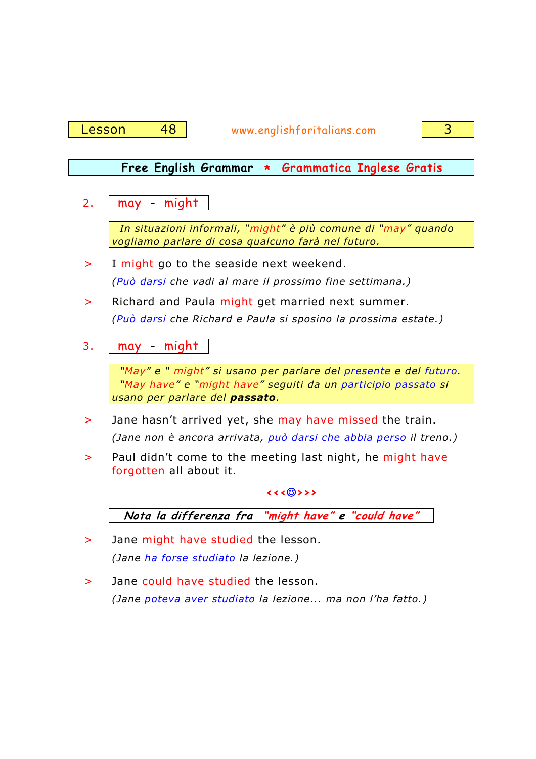## 2. may - might

*In situazioni informali, "might" è più comune di "may" quando vogliamo parlare di cosa qualcuno farà nel futuro.*

> I might go to the seaside next weekend.
*(Può darsi che vadi al mare il prossimo fine settimana.)*

> Richard and Paula might get married next summer.
*(Può darsi che Richard e Paula si sposino la prossima estate.)*

## 3. may - might

*"May" e " might" si usano per parlare del presente e del futuro. "May have" e "might have" seguiti da un participio passato si usano per parlare del **passato**.*

> Jane hasn't arrived yet, she may have missed the train.
*(Jane non è ancora arrivata, può darsi che abbia perso il treno.)*

> Paul didn't come to the meeting last night, he might have forgotten all about it.

<<<☺>>>

***Nota la differenza fra "might have" e "could have"***

> Jane might have studied the lesson.
*(Jane ha forse studiato la lezione.)*

> Jane could have studied the lesson.
*(Jane poteva aver studiato la lezione... ma non l'ha fatto.)*